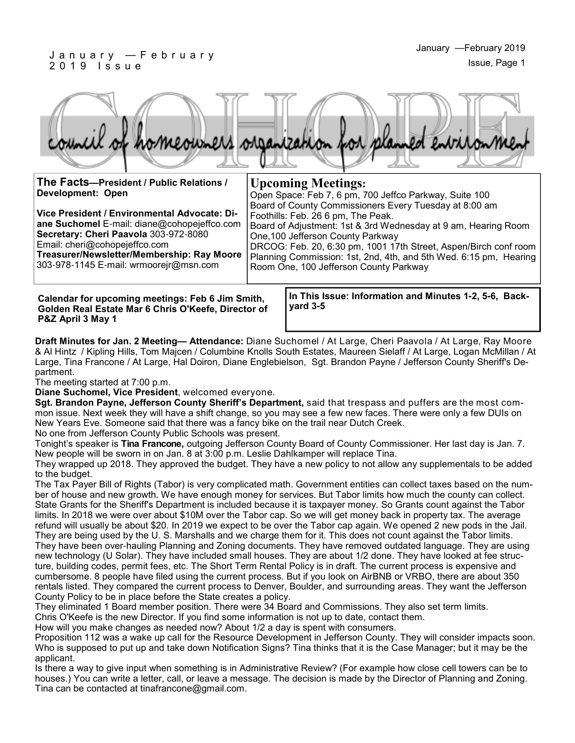# COHOPE

council of homeowners organization for planned environment

**The Facts—President / Public Relations / Development: Open**

**Vice President / Environmental Advocate: Diane Suchomel** E-mail: diane@cohopejeffco.com
**Secretary: Cheri Paavola** 303-972-8080
Email: cheri@cohopejeffco.com
**Treasurer/Newsletter/Membership: Ray Moore** 303-978-1145 E-mail: wrmoorejr@msn.com

## Upcoming Meetings:

Open Space: Feb 7, 6 pm, 700 Jeffco Parkway, Suite 100
Board of County Commissioners Every Tuesday at 8:00 am
Foothills: Feb. 26 6 pm, The Peak.
Board of Adjustment: 1st & 3rd Wednesday at 9 am, Hearing Room One,100 Jefferson County Parkway
DRCOG: Feb. 20, 6:30 pm, 1001 17th Street, Aspen/Birch conf room
Planning Commission: 1st, 2nd, 4th, and 5th Wed. 6:15 pm, Hearing Room One, 100 Jefferson County Parkway

**Calendar for upcoming meetings: Feb 6 Jim Smith, Golden Real Estate Mar 6 Chris O'Keefe, Director of P&Z April 3 May 1**

**In This Issue: Information and Minutes 1-2, 5-6, Backyard 3-5**

**Draft Minutes for Jan. 2 Meeting— Attendance:** Diane Suchomel / At Large, Cheri Paavola / At Large, Ray Moore & Al Hintz / Kipling Hills, Tom Majcen / Columbine Knolls South Estates, Maureen Sielaff / At Large, Logan McMillan / At Large, Tina Francone / At Large, Hal Doiron, Diane Englebielson, Sgt. Brandon Payne / Jefferson County Sheriff's Department.

The meeting started at 7:00 p.m.

**Diane Suchomel, Vice President**, welcomed everyone.

**Sgt. Brandon Payne, Jefferson County Sheriff's Department,** said that trespass and puffers are the most common issue. Next week they will have a shift change, so you may see a few new faces. There were only a few DUIs on New Years Eve. Someone said that there was a fancy bike on the trail near Dutch Creek.

No one from Jefferson County Public Schools was present.

Tonight's speaker is **Tina Francone,** outgoing Jefferson County Board of County Commissioner. Her last day is Jan. 7. New people will be sworn in on Jan. 8 at 3:00 p.m. Leslie Dahlkamper will replace Tina.

They wrapped up 2018. They approved the budget. They have a new policy to not allow any supplementals to be added to the budget.

The Tax Payer Bill of Rights (Tabor) is very complicated math. Government entities can collect taxes based on the number of house and new growth. We have enough money for services. But Tabor limits how much the county can collect. State Grants for the Sheriff's Department is included because it is taxpayer money. So Grants count against the Tabor limits. In 2018 we were over about $10M over the Tabor cap. So we will get money back in property tax. The average refund will usually be about $20. In 2019 we expect to be over the Tabor cap again. We opened 2 new pods in the Jail. They are being used by the U. S. Marshalls and we charge them for it. This does not count against the Tabor limits.

They have been over-hauling Planning and Zoning documents. They have removed outdated language. They are using new technology (U Solar). They have included small houses. They are about 1/2 done. They have looked at fee structure, building codes, permit fees, etc. The Short Term Rental Policy is in draft. The current process is expensive and cumbersome. 8 people have filed using the current process. But if you look on AirBNB or VRBO, there are about 350 rentals listed. They compared the current process to Denver, Boulder, and surrounding areas. They want the Jefferson County Policy to be in place before the State creates a policy.

They eliminated 1 Board member position. There were 34 Board and Commissions. They also set term limits.

Chris O'Keefe is the new Director. If you find some information is not up to date, contact them.

How will you make changes as needed now? About 1/2 a day is spent with consumers.

Proposition 112 was a wake up call for the Resource Development in Jefferson County. They will consider impacts soon.

Who is supposed to put up and take down Notification Signs? Tina thinks that it is the Case Manager; but it may be the applicant.

Is there a way to give input when something is in Administrative Review? (For example how close cell towers can be to houses.) You can write a letter, call, or leave a message. The decision is made by the Director of Planning and Zoning. Tina can be contacted at tinafrancone@gmail.com.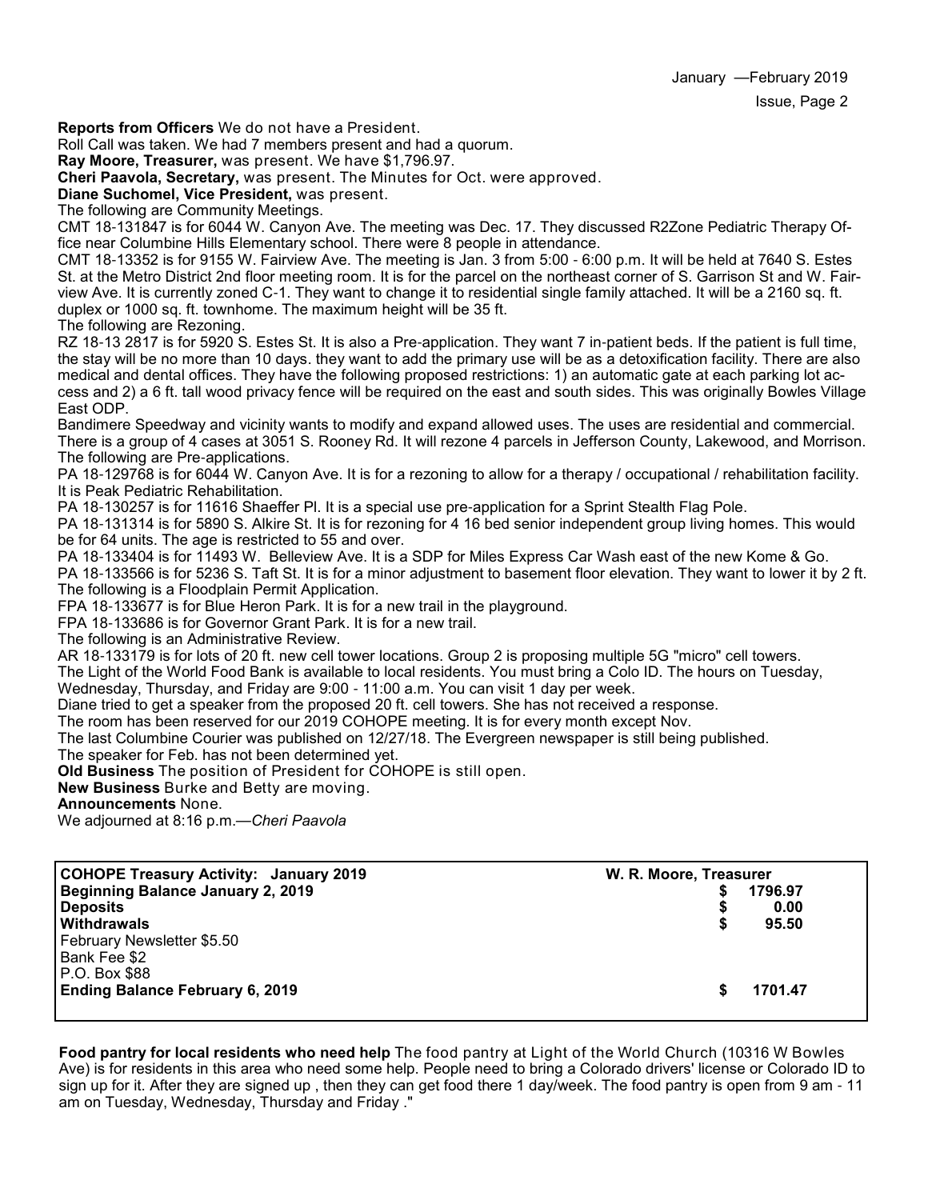**Reports from Officers** We do not have a President.

Roll Call was taken. We had 7 members present and had a quorum.

**Ray Moore, Treasurer,** was present. We have $1,796.97.

**Cheri Paavola, Secretary,** was present. The Minutes for Oct. were approved.

**Diane Suchomel, Vice President,** was present.

The following are Community Meetings.

CMT 18-131847 is for 6044 W. Canyon Ave. The meeting was Dec. 17. They discussed R2Zone Pediatric Therapy Office near Columbine Hills Elementary school. There were 8 people in attendance.

CMT 18-13352 is for 9155 W. Fairview Ave. The meeting is Jan. 3 from 5:00 - 6:00 p.m. It will be held at 7640 S. Estes St. at the Metro District 2nd floor meeting room. It is for the parcel on the northeast corner of S. Garrison St and W. Fairview Ave. It is currently zoned C-1. They want to change it to residential single family attached. It will be a 2160 sq. ft. duplex or 1000 sq. ft. townhome. The maximum height will be 35 ft.

The following are Rezoning.

RZ 18-13 2817 is for 5920 S. Estes St. It is also a Pre-application. They want 7 in-patient beds. If the patient is full time, the stay will be no more than 10 days. they want to add the primary use will be as a detoxification facility. There are also medical and dental offices. They have the following proposed restrictions: 1) an automatic gate at each parking lot access and 2) a 6 ft. tall wood privacy fence will be required on the east and south sides. This was originally Bowles Village East ODP.

Bandimere Speedway and vicinity wants to modify and expand allowed uses. The uses are residential and commercial. There is a group of 4 cases at 3051 S. Rooney Rd. It will rezone 4 parcels in Jefferson County, Lakewood, and Morrison.

The following are Pre-applications.

PA 18-129768 is for 6044 W. Canyon Ave. It is for a rezoning to allow for a therapy / occupational / rehabilitation facility. It is Peak Pediatric Rehabilitation.

PA 18-130257 is for 11616 Shaeffer Pl. It is a special use pre-application for a Sprint Stealth Flag Pole.

PA 18-131314 is for 5890 S. Alkire St. It is for rezoning for 4 16 bed senior independent group living homes. This would be for 64 units. The age is restricted to 55 and over.

PA 18-133404 is for 11493 W. Belleview Ave. It is a SDP for Miles Express Car Wash east of the new Kome & Go.

PA 18-133566 is for 5236 S. Taft St. It is for a minor adjustment to basement floor elevation. They want to lower it by 2 ft.

The following is a Floodplain Permit Application.

FPA 18-133677 is for Blue Heron Park. It is for a new trail in the playground.

FPA 18-133686 is for Governor Grant Park. It is for a new trail.

The following is an Administrative Review.

AR 18-133179 is for lots of 20 ft. new cell tower locations. Group 2 is proposing multiple 5G "micro" cell towers.

The Light of the World Food Bank is available to local residents. You must bring a Colo ID. The hours on Tuesday, Wednesday, Thursday, and Friday are 9:00 - 11:00 a.m. You can visit 1 day per week.

Diane tried to get a speaker from the proposed 20 ft. cell towers. She has not received a response.

The room has been reserved for our 2019 COHOPE meeting. It is for every month except Nov.

The last Columbine Courier was published on 12/27/18. The Evergreen newspaper is still being published.

The speaker for Feb. has not been determined yet.

**Old Business** The position of President for COHOPE is still open.

**New Business** Burke and Betty are moving.

**Announcements** None.

We adjourned at 8:16 p.m.—*Cheri Paavola*

| **COHOPE Treasury Activity: January 2019** | **W. R. Moore, Treasurer** |
|---|---|
| **Beginning Balance January 2, 2019** | **$ 1796.97** |
| **Deposits** | **$ 0.00** |
| **Withdrawals** | **$ 95.50** |
| February Newsletter $5.50 | |
| Bank Fee $2 | |
| P.O. Box $88 | |
| **Ending Balance February 6, 2019** | **$ 1701.47** |

**Food pantry for local residents who need help** The food pantry at Light of the World Church (10316 W Bowles Ave) is for residents in this area who need some help. People need to bring a Colorado drivers' license or Colorado ID to sign up for it. After they are signed up , then they can get food there 1 day/week. The food pantry is open from 9 am - 11 am on Tuesday, Wednesday, Thursday and Friday ."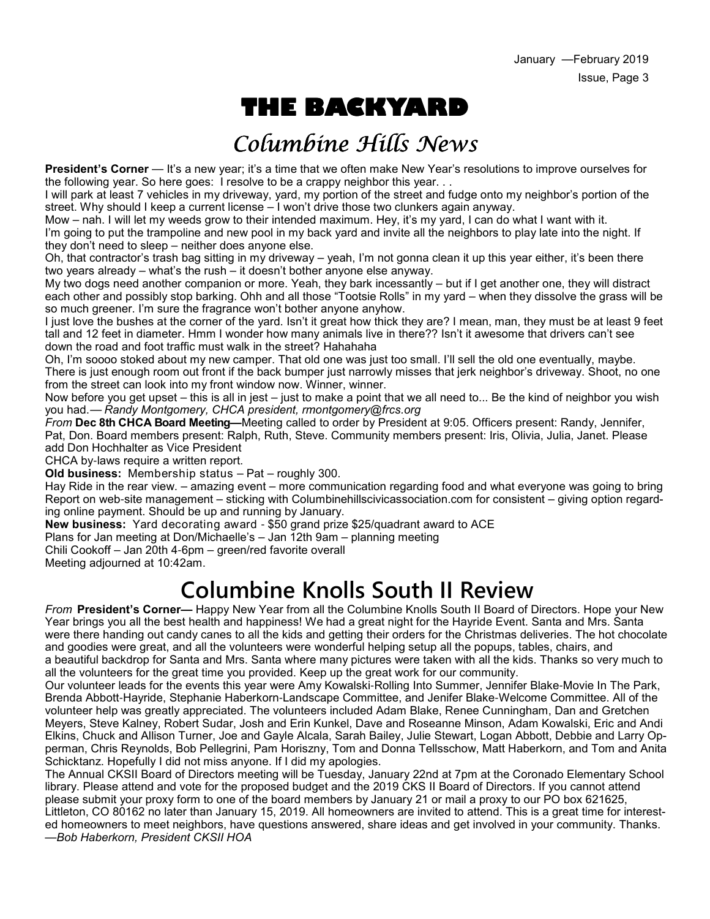# THE BACKYARD

## *Columbine Hills News*

**President's Corner** — It's a new year; it's a time that we often make New Year's resolutions to improve ourselves for the following year. So here goes: I resolve to be a crappy neighbor this year. . .

I will park at least 7 vehicles in my driveway, yard, my portion of the street and fudge onto my neighbor's portion of the street. Why should I keep a current license – I won't drive those two clunkers again anyway.

Mow – nah. I will let my weeds grow to their intended maximum. Hey, it's my yard, I can do what I want with it.

I'm going to put the trampoline and new pool in my back yard and invite all the neighbors to play late into the night. If they don't need to sleep – neither does anyone else.

Oh, that contractor's trash bag sitting in my driveway – yeah, I'm not gonna clean it up this year either, it's been there two years already – what's the rush – it doesn't bother anyone else anyway.

My two dogs need another companion or more. Yeah, they bark incessantly – but if I get another one, they will distract each other and possibly stop barking. Ohh and all those "Tootsie Rolls" in my yard – when they dissolve the grass will be so much greener. I'm sure the fragrance won't bother anyone anyhow.

I just love the bushes at the corner of the yard. Isn't it great how thick they are? I mean, man, they must be at least 9 feet tall and 12 feet in diameter. Hmm I wonder how many animals live in there?? Isn't it awesome that drivers can't see down the road and foot traffic must walk in the street? Hahahaha

Oh, I'm soooo stoked about my new camper. That old one was just too small. I'll sell the old one eventually, maybe. There is just enough room out front if the back bumper just narrowly misses that jerk neighbor's driveway. Shoot, no one from the street can look into my front window now. Winner, winner.

Now before you get upset – this is all in jest – just to make a point that we all need to... Be the kind of neighbor you wish you had.*— Randy Montgomery, CHCA president, rmontgomery@frcs.org*

*From* **Dec 8th CHCA Board Meeting—**Meeting called to order by President at 9:05. Officers present: Randy, Jennifer, Pat, Don. Board members present: Ralph, Ruth, Steve. Community members present: Iris, Olivia, Julia, Janet. Please add Don Hochhalter as Vice President

CHCA by-laws require a written report.

**Old business:** Membership status – Pat – roughly 300.

Hay Ride in the rear view. – amazing event – more communication regarding food and what everyone was going to bring

Report on web-site management – sticking with Columbinehillscivicassociation.com for consistent – giving option regarding online payment. Should be up and running by January.

**New business:** Yard decorating award - $50 grand prize $25/quadrant award to ACE

Plans for Jan meeting at Don/Michaelle's – Jan 12th 9am – planning meeting

Chili Cookoff – Jan 20th 4-6pm – green/red favorite overall

Meeting adjourned at 10:42am.

# Columbine Knolls South II Review

*From* **President's Corner—** Happy New Year from all the Columbine Knolls South II Board of Directors. Hope your New Year brings you all the best health and happiness! We had a great night for the Hayride Event. Santa and Mrs. Santa were there handing out candy canes to all the kids and getting their orders for the Christmas deliveries. The hot chocolate and goodies were great, and all the volunteers were wonderful helping setup all the popups, tables, chairs, and a beautiful backdrop for Santa and Mrs. Santa where many pictures were taken with all the kids. Thanks so very much to all the volunteers for the great time you provided. Keep up the great work for our community.

Our volunteer leads for the events this year were Amy Kowalski-Rolling Into Summer, Jennifer Blake-Movie In The Park, Brenda Abbott-Hayride, Stephanie Haberkorn-Landscape Committee, and Jenifer Blake-Welcome Committee. All of the volunteer help was greatly appreciated. The volunteers included Adam Blake, Renee Cunningham, Dan and Gretchen Meyers, Steve Kalney, Robert Sudar, Josh and Erin Kunkel, Dave and Roseanne Minson, Adam Kowalski, Eric and Andi Elkins, Chuck and Allison Turner, Joe and Gayle Alcala, Sarah Bailey, Julie Stewart, Logan Abbott, Debbie and Larry Opperman, Chris Reynolds, Bob Pellegrini, Pam Horiszny, Tom and Donna Tellsschow, Matt Haberkorn, and Tom and Anita Schicktanz. Hopefully I did not miss anyone. If I did my apologies.

The Annual CKSII Board of Directors meeting will be Tuesday, January 22nd at 7pm at the Coronado Elementary School library. Please attend and vote for the proposed budget and the 2019 CKS II Board of Directors. If you cannot attend please submit your proxy form to one of the board members by January 21 or mail a proxy to our PO box 621625, Littleton, CO 80162 no later than January 15, 2019. All homeowners are invited to attend. This is a great time for interested homeowners to meet neighbors, have questions answered, share ideas and get involved in your community. Thanks.
*—Bob Haberkorn, President CKSII HOA*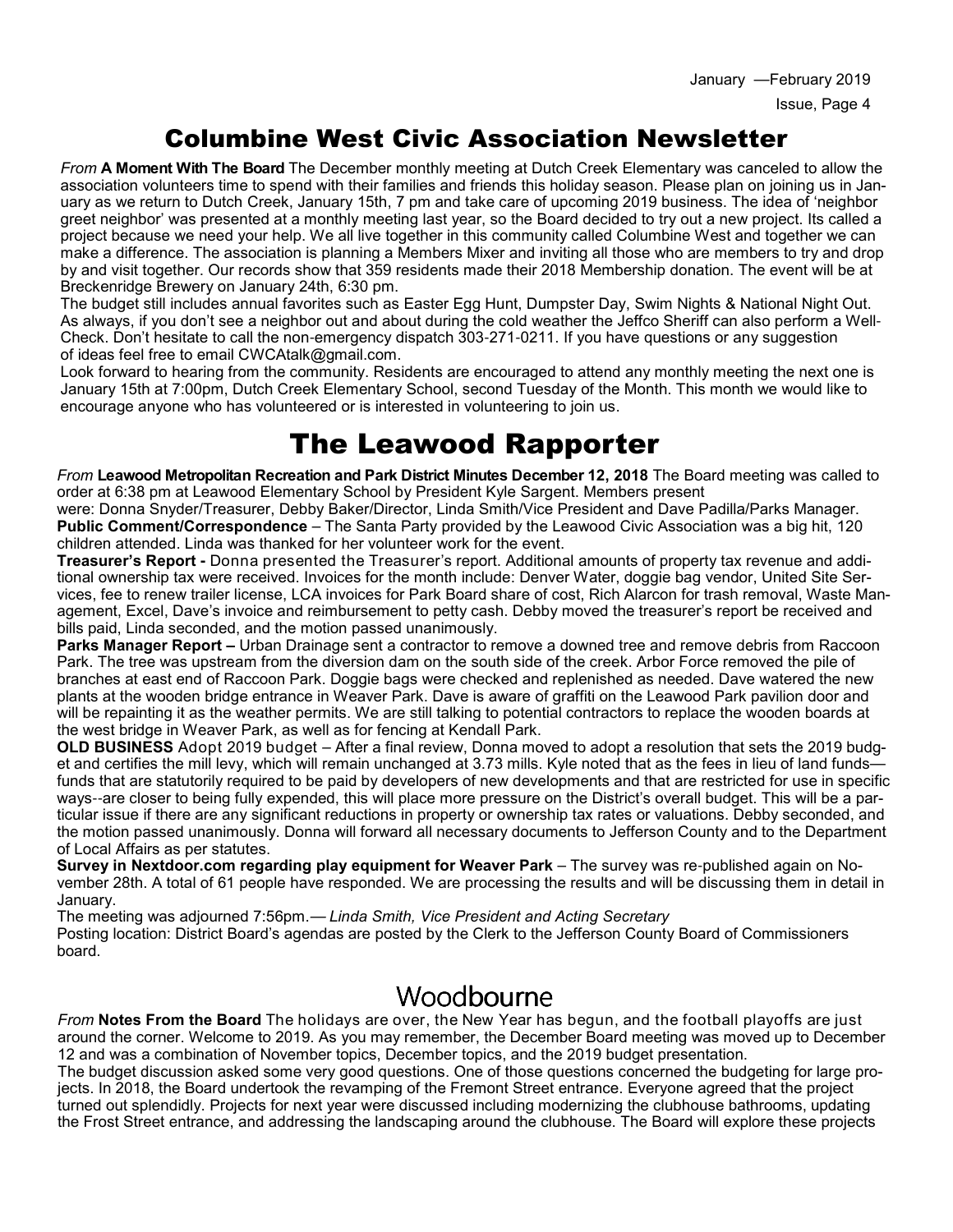# Columbine West Civic Association Newsletter

*From* **A Moment With The Board** The December monthly meeting at Dutch Creek Elementary was canceled to allow the association volunteers time to spend with their families and friends this holiday season. Please plan on joining us in January as we return to Dutch Creek, January 15th, 7 pm and take care of upcoming 2019 business. The idea of 'neighbor greet neighbor' was presented at a monthly meeting last year, so the Board decided to try out a new project. Its called a project because we need your help. We all live together in this community called Columbine West and together we can make a difference. The association is planning a Members Mixer and inviting all those who are members to try and drop by and visit together. Our records show that 359 residents made their 2018 Membership donation. The event will be at Breckenridge Brewery on January 24th, 6:30 pm.

The budget still includes annual favorites such as Easter Egg Hunt, Dumpster Day, Swim Nights & National Night Out. As always, if you don't see a neighbor out and about during the cold weather the Jeffco Sheriff can also perform a Well-Check. Don't hesitate to call the non-emergency dispatch 303-271-0211. If you have questions or any suggestion of ideas feel free to email CWCAtalk@gmail.com.

Look forward to hearing from the community. Residents are encouraged to attend any monthly meeting the next one is January 15th at 7:00pm, Dutch Creek Elementary School, second Tuesday of the Month. This month we would like to encourage anyone who has volunteered or is interested in volunteering to join us.

# The Leawood Rapporter

*From* **Leawood Metropolitan Recreation and Park District Minutes December 12, 2018** The Board meeting was called to order at 6:38 pm at Leawood Elementary School by President Kyle Sargent. Members present were: Donna Snyder/Treasurer, Debby Baker/Director, Linda Smith/Vice President and Dave Padilla/Parks Manager.

**Public Comment/Correspondence** – The Santa Party provided by the Leawood Civic Association was a big hit, 120 children attended. Linda was thanked for her volunteer work for the event.

**Treasurer's Report -** Donna presented the Treasurer's report. Additional amounts of property tax revenue and additional ownership tax were received. Invoices for the month include: Denver Water, doggie bag vendor, United Site Services, fee to renew trailer license, LCA invoices for Park Board share of cost, Rich Alarcon for trash removal, Waste Management, Excel, Dave's invoice and reimbursement to petty cash. Debby moved the treasurer's report be received and bills paid, Linda seconded, and the motion passed unanimously.

**Parks Manager Report –** Urban Drainage sent a contractor to remove a downed tree and remove debris from Raccoon Park. The tree was upstream from the diversion dam on the south side of the creek. Arbor Force removed the pile of branches at east end of Raccoon Park. Doggie bags were checked and replenished as needed. Dave watered the new plants at the wooden bridge entrance in Weaver Park. Dave is aware of graffiti on the Leawood Park pavilion door and will be repainting it as the weather permits. We are still talking to potential contractors to replace the wooden boards at the west bridge in Weaver Park, as well as for fencing at Kendall Park.

**OLD BUSINESS** Adopt 2019 budget – After a final review, Donna moved to adopt a resolution that sets the 2019 budget and certifies the mill levy, which will remain unchanged at 3.73 mills. Kyle noted that as the fees in lieu of land funds—funds that are statutorily required to be paid by developers of new developments and that are restricted for use in specific ways--are closer to being fully expended, this will place more pressure on the District's overall budget. This will be a particular issue if there are any significant reductions in property or ownership tax rates or valuations. Debby seconded, and the motion passed unanimously. Donna will forward all necessary documents to Jefferson County and to the Department of Local Affairs as per statutes.

**Survey in Nextdoor.com regarding play equipment for Weaver Park** – The survey was re-published again on November 28th. A total of 61 people have responded. We are processing the results and will be discussing them in detail in January.

The meeting was adjourned 7:56pm.— *Linda Smith, Vice President and Acting Secretary*

Posting location: District Board's agendas are posted by the Clerk to the Jefferson County Board of Commissioners board.

# Woodbourne

*From* **Notes From the Board** The holidays are over, the New Year has begun, and the football playoffs are just around the corner. Welcome to 2019. As you may remember, the December Board meeting was moved up to December 12 and was a combination of November topics, December topics, and the 2019 budget presentation.

The budget discussion asked some very good questions. One of those questions concerned the budgeting for large projects. In 2018, the Board undertook the revamping of the Fremont Street entrance. Everyone agreed that the project turned out splendidly. Projects for next year were discussed including modernizing the clubhouse bathrooms, updating the Frost Street entrance, and addressing the landscaping around the clubhouse. The Board will explore these projects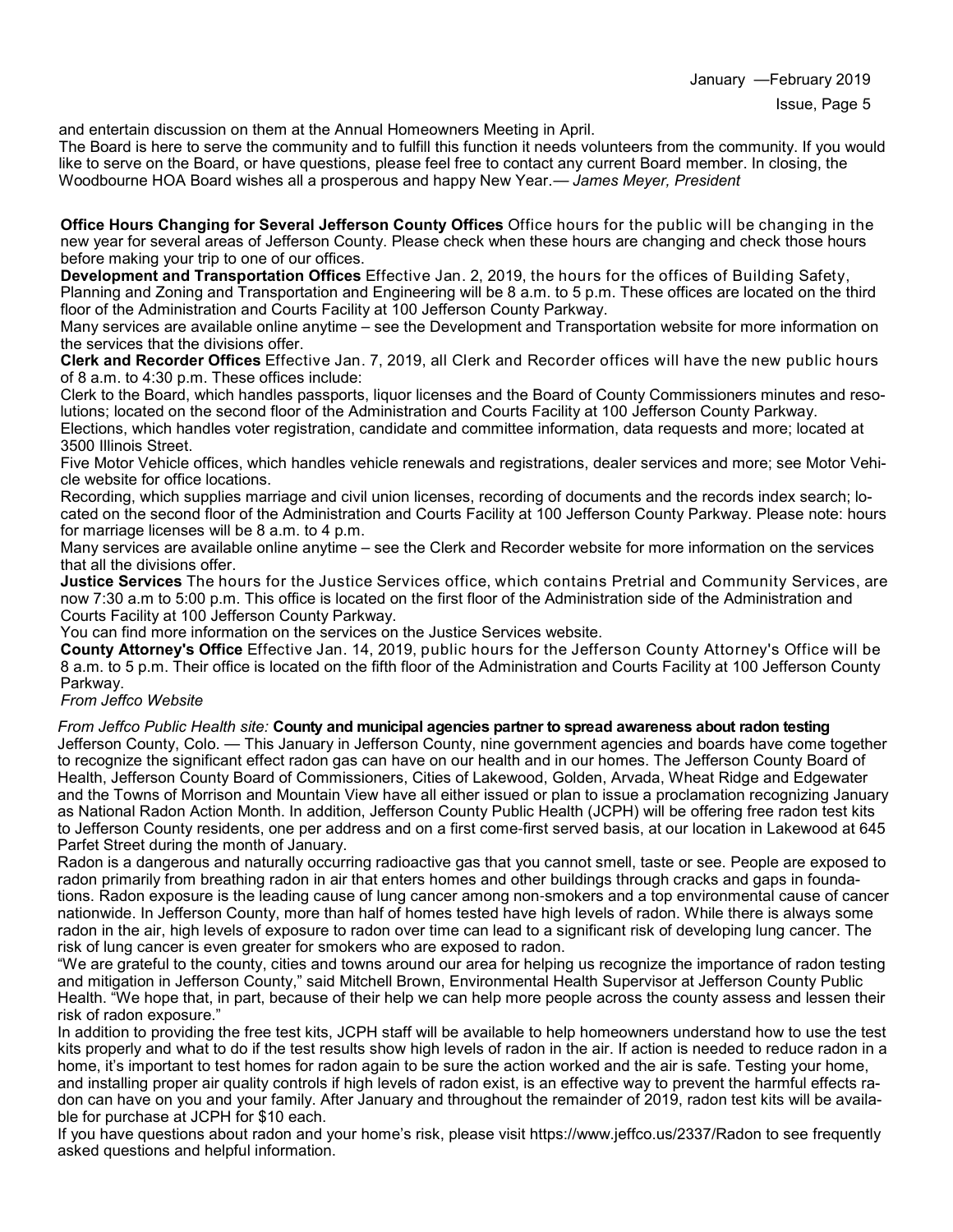and entertain discussion on them at the Annual Homeowners Meeting in April.

The Board is here to serve the community and to fulfill this function it needs volunteers from the community. If you would like to serve on the Board, or have questions, please feel free to contact any current Board member. In closing, the Woodbourne HOA Board wishes all a prosperous and happy New Year.— *James Meyer, President*

**Office Hours Changing for Several Jefferson County Offices** Office hours for the public will be changing in the new year for several areas of Jefferson County. Please check when these hours are changing and check those hours before making your trip to one of our offices.

**Development and Transportation Offices** Effective Jan. 2, 2019, the hours for the offices of Building Safety, Planning and Zoning and Transportation and Engineering will be 8 a.m. to 5 p.m. These offices are located on the third floor of the Administration and Courts Facility at 100 Jefferson County Parkway.

Many services are available online anytime – see the Development and Transportation website for more information on the services that the divisions offer.

**Clerk and Recorder Offices** Effective Jan. 7, 2019, all Clerk and Recorder offices will have the new public hours of 8 a.m. to 4:30 p.m. These offices include:

Clerk to the Board, which handles passports, liquor licenses and the Board of County Commissioners minutes and resolutions; located on the second floor of the Administration and Courts Facility at 100 Jefferson County Parkway.

Elections, which handles voter registration, candidate and committee information, data requests and more; located at 3500 Illinois Street.

Five Motor Vehicle offices, which handles vehicle renewals and registrations, dealer services and more; see Motor Vehicle website for office locations.

Recording, which supplies marriage and civil union licenses, recording of documents and the records index search; located on the second floor of the Administration and Courts Facility at 100 Jefferson County Parkway. Please note: hours for marriage licenses will be 8 a.m. to 4 p.m.

Many services are available online anytime – see the Clerk and Recorder website for more information on the services that all the divisions offer.

**Justice Services** The hours for the Justice Services office, which contains Pretrial and Community Services, are now 7:30 a.m to 5:00 p.m. This office is located on the first floor of the Administration side of the Administration and Courts Facility at 100 Jefferson County Parkway.

You can find more information on the services on the Justice Services website.

**County Attorney's Office** Effective Jan. 14, 2019, public hours for the Jefferson County Attorney's Office will be 8 a.m. to 5 p.m. Their office is located on the fifth floor of the Administration and Courts Facility at 100 Jefferson County Parkway.

*From Jeffco Website*

*From Jeffco Public Health site:* **County and municipal agencies partner to spread awareness about radon testing**

Jefferson County, Colo. — This January in Jefferson County, nine government agencies and boards have come together to recognize the significant effect radon gas can have on our health and in our homes. The Jefferson County Board of Health, Jefferson County Board of Commissioners, Cities of Lakewood, Golden, Arvada, Wheat Ridge and Edgewater and the Towns of Morrison and Mountain View have all either issued or plan to issue a proclamation recognizing January as National Radon Action Month. In addition, Jefferson County Public Health (JCPH) will be offering free radon test kits to Jefferson County residents, one per address and on a first come-first served basis, at our location in Lakewood at 645 Parfet Street during the month of January.

Radon is a dangerous and naturally occurring radioactive gas that you cannot smell, taste or see. People are exposed to radon primarily from breathing radon in air that enters homes and other buildings through cracks and gaps in foundations. Radon exposure is the leading cause of lung cancer among non-smokers and a top environmental cause of cancer nationwide. In Jefferson County, more than half of homes tested have high levels of radon. While there is always some radon in the air, high levels of exposure to radon over time can lead to a significant risk of developing lung cancer. The risk of lung cancer is even greater for smokers who are exposed to radon.

“We are grateful to the county, cities and towns around our area for helping us recognize the importance of radon testing and mitigation in Jefferson County,” said Mitchell Brown, Environmental Health Supervisor at Jefferson County Public Health. “We hope that, in part, because of their help we can help more people across the county assess and lessen their risk of radon exposure.”

In addition to providing the free test kits, JCPH staff will be available to help homeowners understand how to use the test kits properly and what to do if the test results show high levels of radon in the air. If action is needed to reduce radon in a home, it’s important to test homes for radon again to be sure the action worked and the air is safe. Testing your home, and installing proper air quality controls if high levels of radon exist, is an effective way to prevent the harmful effects radon can have on you and your family. After January and throughout the remainder of 2019, radon test kits will be available for purchase at JCPH for $10 each.

If you have questions about radon and your home’s risk, please visit https://www.jeffco.us/2337/Radon to see frequently asked questions and helpful information.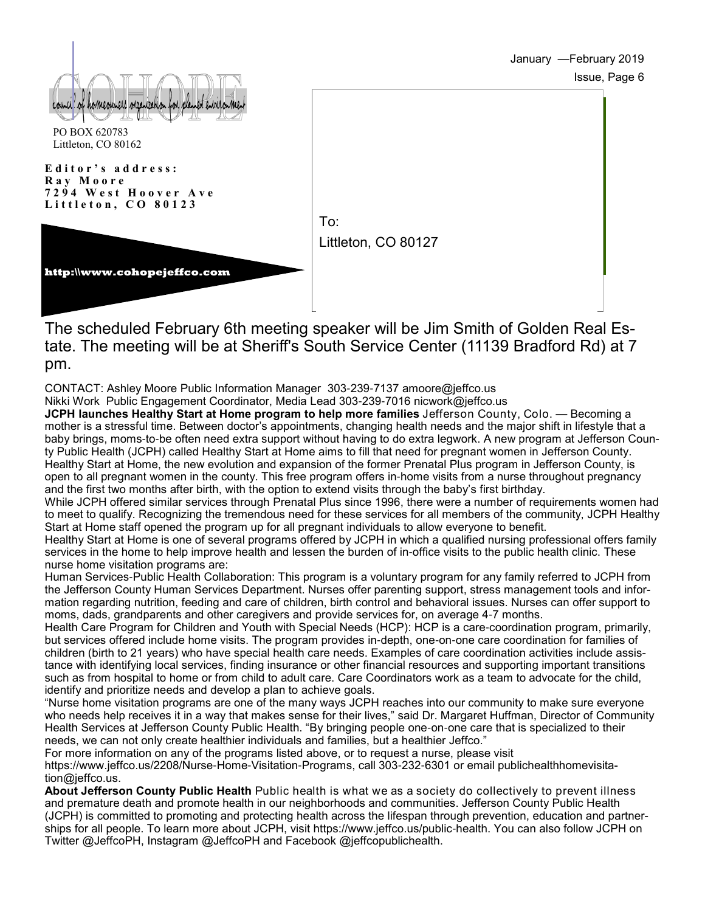January —February 2019

Issue, Page 6

COHOPE — council of homeowners organization for planned environment

PO BOX 620783
Littleton, CO 80162

**Editor's address:**
**Ray Moore**
**7294 West Hoover Ave**
**Littleton, CO 80123**

**http:\\www.cohopejeffco.com**

To:

Littleton, CO 80127

The scheduled February 6th meeting speaker will be Jim Smith of Golden Real Estate. The meeting will be at Sheriff's South Service Center (11139 Bradford Rd) at 7 pm.

CONTACT: Ashley Moore Public Information Manager 303-239-7137 amoore@jeffco.us
Nikki Work Public Engagement Coordinator, Media Lead 303-239-7016 nicwork@jeffco.us

**JCPH launches Healthy Start at Home program to help more families** Jefferson County, Colo. — Becoming a mother is a stressful time. Between doctor's appointments, changing health needs and the major shift in lifestyle that a baby brings, moms-to-be often need extra support without having to do extra legwork. A new program at Jefferson County Public Health (JCPH) called Healthy Start at Home aims to fill that need for pregnant women in Jefferson County. Healthy Start at Home, the new evolution and expansion of the former Prenatal Plus program in Jefferson County, is open to all pregnant women in the county. This free program offers in-home visits from a nurse throughout pregnancy and the first two months after birth, with the option to extend visits through the baby's first birthday.

While JCPH offered similar services through Prenatal Plus since 1996, there were a number of requirements women had to meet to qualify. Recognizing the tremendous need for these services for all members of the community, JCPH Healthy Start at Home staff opened the program up for all pregnant individuals to allow everyone to benefit.

Healthy Start at Home is one of several programs offered by JCPH in which a qualified nursing professional offers family services in the home to help improve health and lessen the burden of in-office visits to the public health clinic. These nurse home visitation programs are:

Human Services-Public Health Collaboration: This program is a voluntary program for any family referred to JCPH from the Jefferson County Human Services Department. Nurses offer parenting support, stress management tools and information regarding nutrition, feeding and care of children, birth control and behavioral issues. Nurses can offer support to moms, dads, grandparents and other caregivers and provide services for, on average 4-7 months.

Health Care Program for Children and Youth with Special Needs (HCP): HCP is a care-coordination program, primarily, but services offered include home visits. The program provides in-depth, one-on-one care coordination for families of children (birth to 21 years) who have special health care needs. Examples of care coordination activities include assistance with identifying local services, finding insurance or other financial resources and supporting important transitions such as from hospital to home or from child to adult care. Care Coordinators work as a team to advocate for the child, identify and prioritize needs and develop a plan to achieve goals.

"Nurse home visitation programs are one of the many ways JCPH reaches into our community to make sure everyone who needs help receives it in a way that makes sense for their lives," said Dr. Margaret Huffman, Director of Community Health Services at Jefferson County Public Health. "By bringing people one-on-one care that is specialized to their needs, we can not only create healthier individuals and families, but a healthier Jeffco."

For more information on any of the programs listed above, or to request a nurse, please visit https://www.jeffco.us/2208/Nurse-Home-Visitation-Programs, call 303-232-6301 or email publichealthhomevisitation@jeffco.us.

**About Jefferson County Public Health** Public health is what we as a society do collectively to prevent illness and premature death and promote health in our neighborhoods and communities. Jefferson County Public Health (JCPH) is committed to promoting and protecting health across the lifespan through prevention, education and partnerships for all people. To learn more about JCPH, visit https://www.jeffco.us/public-health. You can also follow JCPH on Twitter @JeffcoPH, Instagram @JeffcoPH and Facebook @jeffcopublichealth.